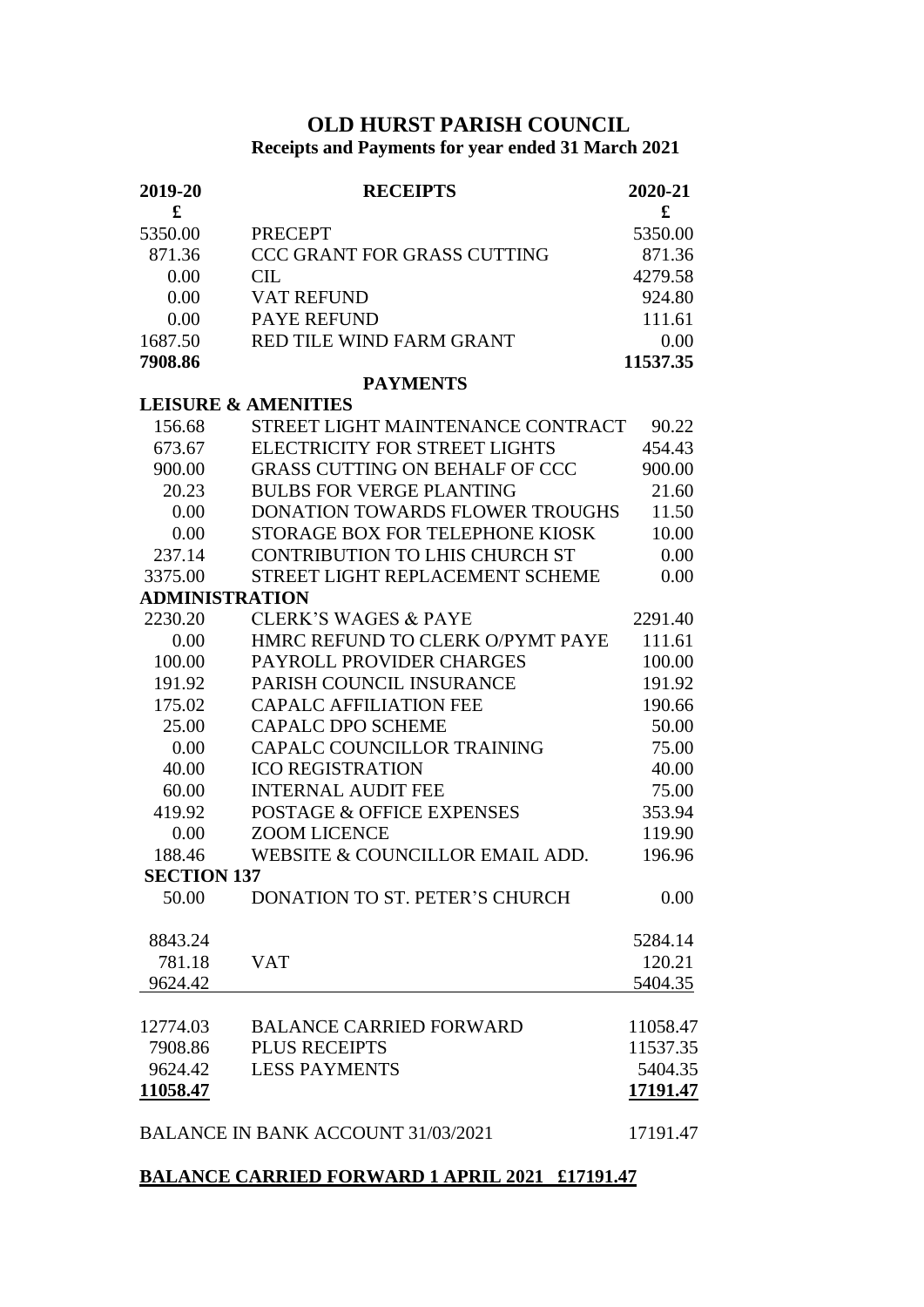# OLD HURST PARISH COUNCIL

## Receipts and Payments for year ended 31 March 2021

| 2019-20 | RECEIPTS | 2020-21 |
|---|---|---|
| £ | | £ |
| 5350.00 | PRECEPT | 5350.00 |
| 871.36 | CCC GRANT FOR GRASS CUTTING | 871.36 |
| 0.00 | CIL | 4279.58 |
| 0.00 | VAT REFUND | 924.80 |
| 0.00 | PAYE REFUND | 111.61 |
| 1687.50 | RED TILE WIND FARM GRANT | 0.00 |
| **7908.86** | | **11537.35** |
| | **PAYMENTS** | |
| **LEISURE & AMENITIES** | | |
| 156.68 | STREET LIGHT MAINTENANCE CONTRACT | 90.22 |
| 673.67 | ELECTRICITY FOR STREET LIGHTS | 454.43 |
| 900.00 | GRASS CUTTING ON BEHALF OF CCC | 900.00 |
| 20.23 | BULBS FOR VERGE PLANTING | 21.60 |
| 0.00 | DONATION TOWARDS FLOWER TROUGHS | 11.50 |
| 0.00 | STORAGE BOX FOR TELEPHONE KIOSK | 10.00 |
| 237.14 | CONTRIBUTION TO LHIS CHURCH ST | 0.00 |
| 3375.00 | STREET LIGHT REPLACEMENT SCHEME | 0.00 |
| **ADMINISTRATION** | | |
| 2230.20 | CLERK'S WAGES & PAYE | 2291.40 |
| 0.00 | HMRC REFUND TO CLERK O/PYMT PAYE | 111.61 |
| 100.00 | PAYROLL PROVIDER CHARGES | 100.00 |
| 191.92 | PARISH COUNCIL INSURANCE | 191.92 |
| 175.02 | CAPALC AFFILIATION FEE | 190.66 |
| 25.00 | CAPALC DPO SCHEME | 50.00 |
| 0.00 | CAPALC COUNCILLOR TRAINING | 75.00 |
| 40.00 | ICO REGISTRATION | 40.00 |
| 60.00 | INTERNAL AUDIT FEE | 75.00 |
| 419.92 | POSTAGE & OFFICE EXPENSES | 353.94 |
| 0.00 | ZOOM LICENCE | 119.90 |
| 188.46 | WEBSITE & COUNCILLOR EMAIL ADD. | 196.96 |
| **SECTION 137** | | |
| 50.00 | DONATION TO ST. PETER'S CHURCH | 0.00 |
| 8843.24 | | 5284.14 |
| 781.18 | VAT | 120.21 |
| 9624.42 | | 5404.35 |
| 12774.03 | BALANCE CARRIED FORWARD | 11058.47 |
| 7908.86 | PLUS RECEIPTS | 11537.35 |
| 9624.42 | LESS PAYMENTS | 5404.35 |
| **11058.47** | | **17191.47** |

BALANCE IN BANK ACCOUNT 31/03/2021 17191.47

**BALANCE CARRIED FORWARD 1 APRIL 2021 £17191.47**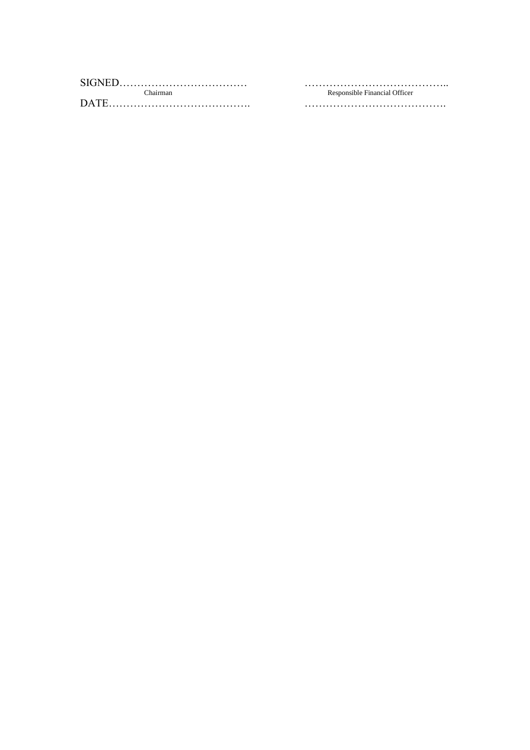| | |
|---|---|
| SIGNED……………………………… | ………………………………….. |
| Chairman | Responsible Financial Officer |
| DATE…………………………………. | …………………………………. |